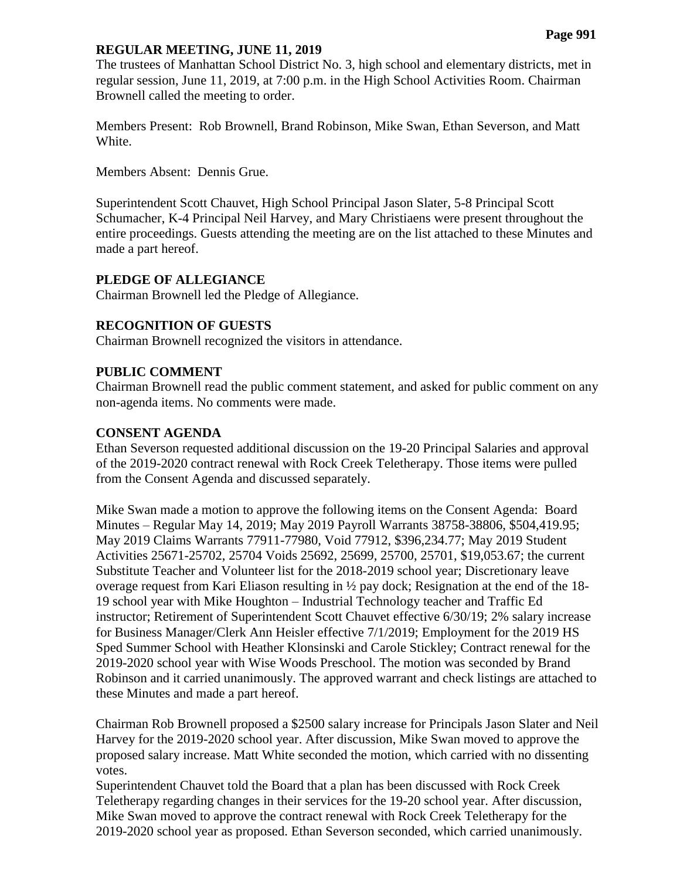## REGULAR MEETING, JUNE 11, 2019

The trustees of Manhattan School District No. 3, high school and elementary districts, met in regular session, June 11, 2019, at 7:00 p.m. in the High School Activities Room. Chairman Brownell called the meeting to order.

Members Present: Rob Brownell, Brand Robinson, Mike Swan, Ethan Severson, and Matt White.

Members Absent: Dennis Grue.

Superintendent Scott Chauvet, High School Principal Jason Slater, 5-8 Principal Scott Schumacher, K-4 Principal Neil Harvey, and Mary Christiaens were present throughout the entire proceedings. Guests attending the meeting are on the list attached to these Minutes and made a part hereof.

### PLEDGE OF ALLEGIANCE

Chairman Brownell led the Pledge of Allegiance.

### RECOGNITION OF GUESTS

Chairman Brownell recognized the visitors in attendance.

### PUBLIC COMMENT

Chairman Brownell read the public comment statement, and asked for public comment on any non-agenda items. No comments were made.

### CONSENT AGENDA

Ethan Severson requested additional discussion on the 19-20 Principal Salaries and approval of the 2019-2020 contract renewal with Rock Creek Teletherapy. Those items were pulled from the Consent Agenda and discussed separately.

Mike Swan made a motion to approve the following items on the Consent Agenda: Board Minutes – Regular May 14, 2019; May 2019 Payroll Warrants 38758-38806, $504,419.95; May 2019 Claims Warrants 77911-77980, Void 77912, $396,234.77; May 2019 Student Activities 25671-25702, 25704 Voids 25692, 25699, 25700, 25701, $19,053.67; the current Substitute Teacher and Volunteer list for the 2018-2019 school year; Discretionary leave overage request from Kari Eliason resulting in ½ pay dock; Resignation at the end of the 18-19 school year with Mike Houghton – Industrial Technology teacher and Traffic Ed instructor; Retirement of Superintendent Scott Chauvet effective 6/30/19; 2% salary increase for Business Manager/Clerk Ann Heisler effective 7/1/2019; Employment for the 2019 HS Sped Summer School with Heather Klonsinski and Carole Stickley; Contract renewal for the 2019-2020 school year with Wise Woods Preschool. The motion was seconded by Brand Robinson and it carried unanimously. The approved warrant and check listings are attached to these Minutes and made a part hereof.

Chairman Rob Brownell proposed a $2500 salary increase for Principals Jason Slater and Neil Harvey for the 2019-2020 school year. After discussion, Mike Swan moved to approve the proposed salary increase. Matt White seconded the motion, which carried with no dissenting votes.

Superintendent Chauvet told the Board that a plan has been discussed with Rock Creek Teletherapy regarding changes in their services for the 19-20 school year. After discussion, Mike Swan moved to approve the contract renewal with Rock Creek Teletherapy for the 2019-2020 school year as proposed. Ethan Severson seconded, which carried unanimously.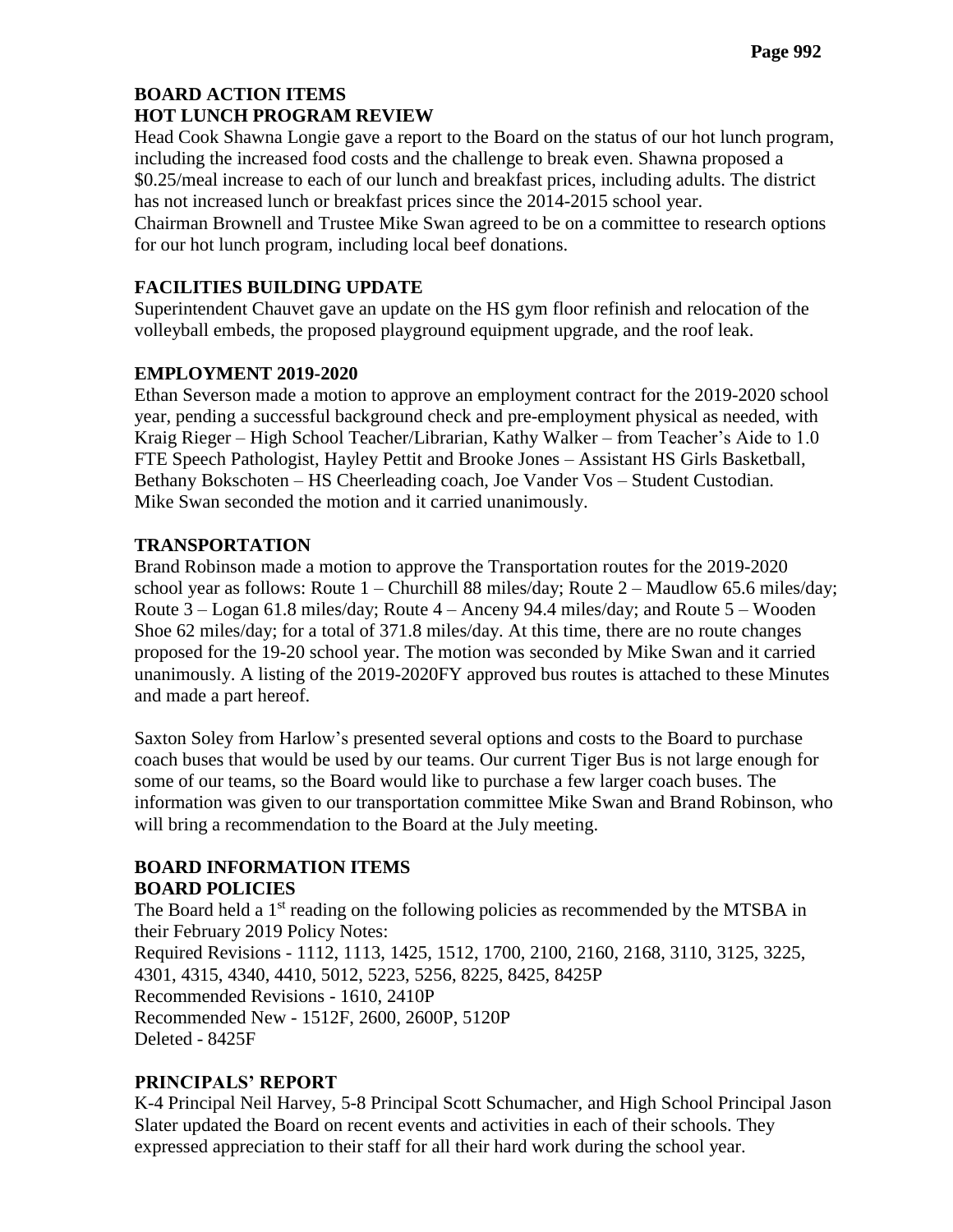## BOARD ACTION ITEMS

### HOT LUNCH PROGRAM REVIEW

Head Cook Shawna Longie gave a report to the Board on the status of our hot lunch program, including the increased food costs and the challenge to break even. Shawna proposed a \$0.25/meal increase to each of our lunch and breakfast prices, including adults. The district has not increased lunch or breakfast prices since the 2014-2015 school year.
Chairman Brownell and Trustee Mike Swan agreed to be on a committee to research options for our hot lunch program, including local beef donations.

### FACILITIES BUILDING UPDATE

Superintendent Chauvet gave an update on the HS gym floor refinish and relocation of the volleyball embeds, the proposed playground equipment upgrade, and the roof leak.

### EMPLOYMENT 2019-2020

Ethan Severson made a motion to approve an employment contract for the 2019-2020 school year, pending a successful background check and pre-employment physical as needed, with Kraig Rieger – High School Teacher/Librarian, Kathy Walker – from Teacher's Aide to 1.0 FTE Speech Pathologist, Hayley Pettit and Brooke Jones – Assistant HS Girls Basketball, Bethany Bokschoten – HS Cheerleading coach, Joe Vander Vos – Student Custodian.
Mike Swan seconded the motion and it carried unanimously.

### TRANSPORTATION

Brand Robinson made a motion to approve the Transportation routes for the 2019-2020 school year as follows: Route 1 – Churchill 88 miles/day; Route 2 – Maudlow 65.6 miles/day; Route 3 – Logan 61.8 miles/day; Route 4 – Anceny 94.4 miles/day; and Route 5 – Wooden Shoe 62 miles/day; for a total of 371.8 miles/day. At this time, there are no route changes proposed for the 19-20 school year. The motion was seconded by Mike Swan and it carried unanimously. A listing of the 2019-2020FY approved bus routes is attached to these Minutes and made a part hereof.

Saxton Soley from Harlow's presented several options and costs to the Board to purchase coach buses that would be used by our teams. Our current Tiger Bus is not large enough for some of our teams, so the Board would like to purchase a few larger coach buses. The information was given to our transportation committee Mike Swan and Brand Robinson, who will bring a recommendation to the Board at the July meeting.

## BOARD INFORMATION ITEMS

### BOARD POLICIES

The Board held a 1st reading on the following policies as recommended by the MTSBA in their February 2019 Policy Notes:
Required Revisions - 1112, 1113, 1425, 1512, 1700, 2100, 2160, 2168, 3110, 3125, 3225, 4301, 4315, 4340, 4410, 5012, 5223, 5256, 8225, 8425, 8425P
Recommended Revisions - 1610, 2410P
Recommended New - 1512F, 2600, 2600P, 5120P
Deleted - 8425F

### PRINCIPALS' REPORT

K-4 Principal Neil Harvey, 5-8 Principal Scott Schumacher, and High School Principal Jason Slater updated the Board on recent events and activities in each of their schools. They expressed appreciation to their staff for all their hard work during the school year.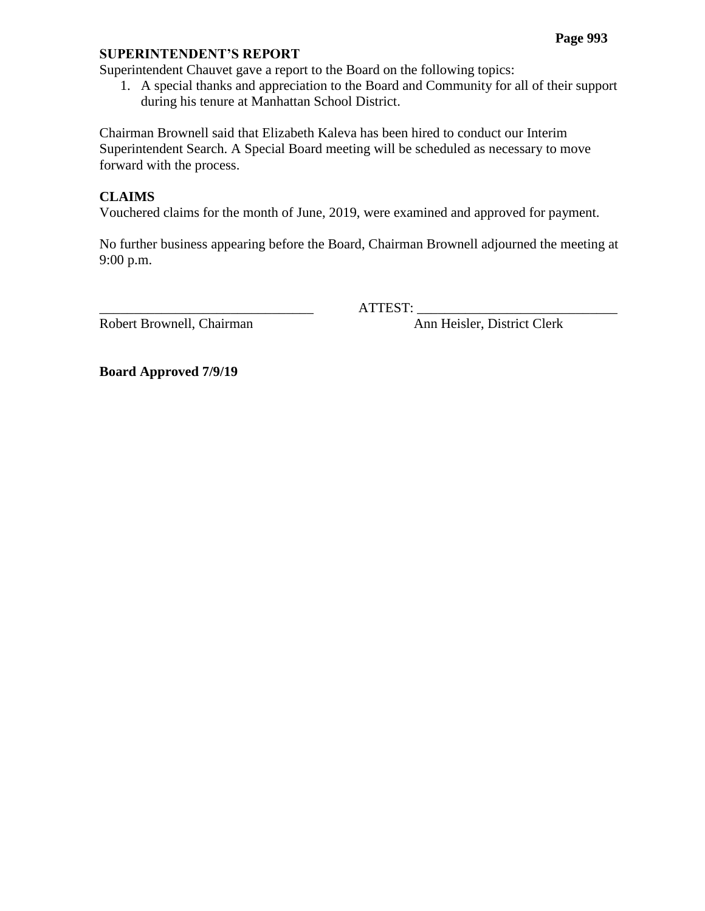**SUPERINTENDENT'S REPORT**

Superintendent Chauvet gave a report to the Board on the following topics:

1. A special thanks and appreciation to the Board and Community for all of their support during his tenure at Manhattan School District.

Chairman Brownell said that Elizabeth Kaleva has been hired to conduct our Interim Superintendent Search. A Special Board meeting will be scheduled as necessary to move forward with the process.

**CLAIMS**

Vouchered claims for the month of June, 2019, were examined and approved for payment.

No further business appearing before the Board, Chairman Brownell adjourned the meeting at 9:00 p.m.

______________________________ ATTEST: ____________________________

Robert Brownell, Chairman Ann Heisler, District Clerk

**Board Approved 7/9/19**